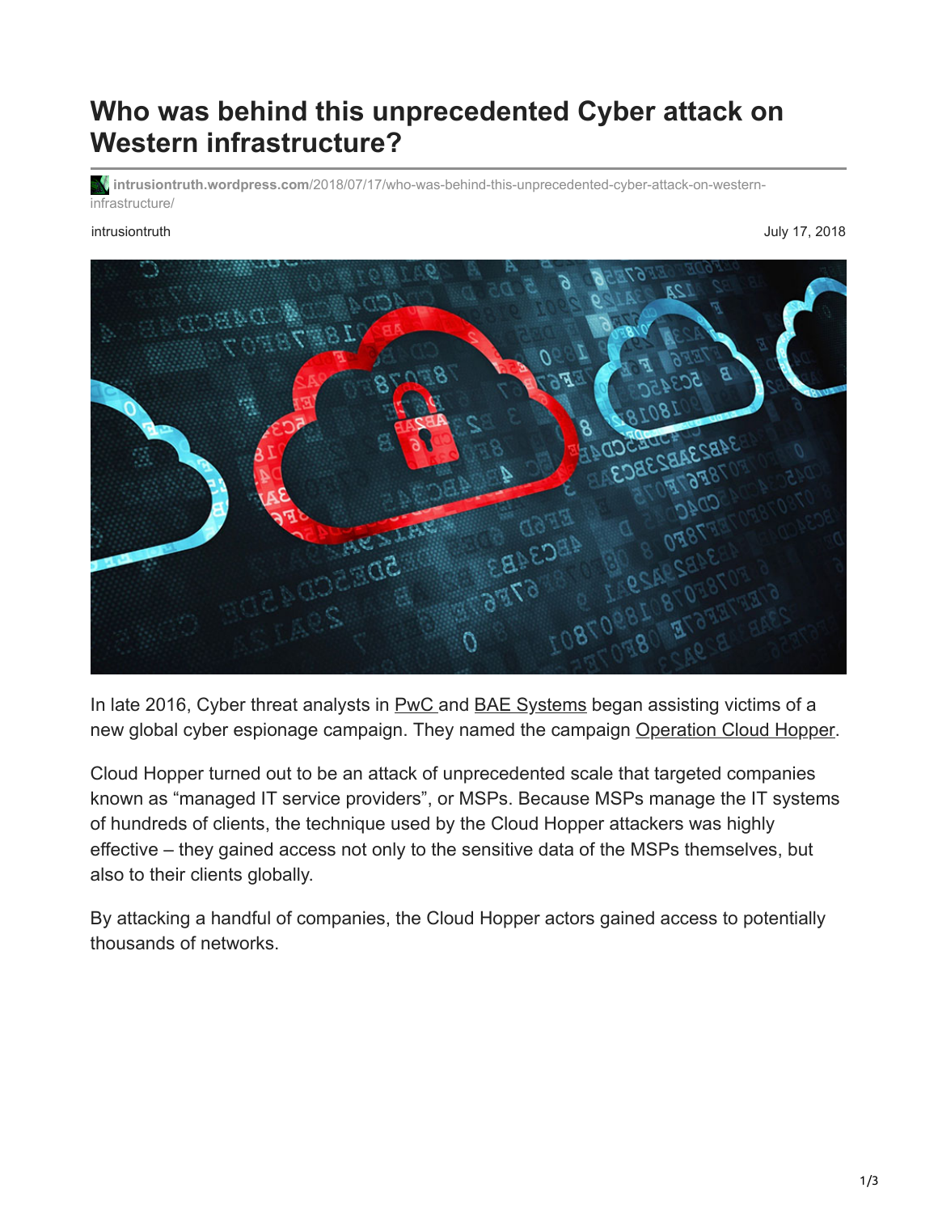# Who was behind this unprecedented Cyber attack on Western infrastructure?

intrusiontruth.wordpress.com/2018/07/17/who-was-behind-this-unprecedented-cyber-attack-on-western-infrastructure/

intrusiontruth

July 17, 2018

In late 2016, Cyber threat analysts in PwC and BAE Systems began assisting victims of a new global cyber espionage campaign. They named the campaign Operation Cloud Hopper.

Cloud Hopper turned out to be an attack of unprecedented scale that targeted companies known as “managed IT service providers”, or MSPs. Because MSPs manage the IT systems of hundreds of clients, the technique used by the Cloud Hopper attackers was highly effective – they gained access not only to the sensitive data of the MSPs themselves, but also to their clients globally.

By attacking a handful of companies, the Cloud Hopper actors gained access to potentially thousands of networks.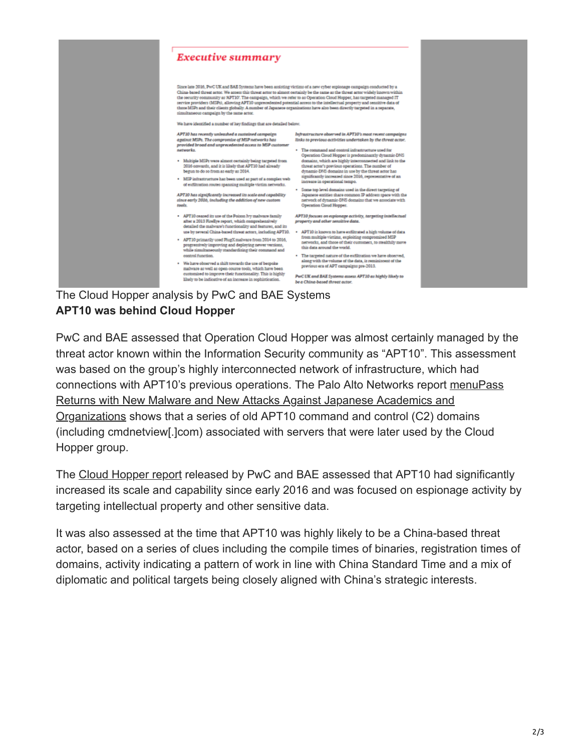## Executive summary

Since late 2016, PwC UK and BAE Systems have been assisting victims of a new cyber espionage campaign conducted by a China-based threat actor. We assess this threat actor to almost certainly be the same as the threat actor widely known within the security community as 'APT10'. The campaign, which we refer to as Operation Cloud Hopper, has targeted managed IT service providers (MSPs), allowing APT10 unprecedented potential access to the intellectual property and sensitive data of those MSPs and their clients globally. A number of Japanese organisations have also been directly targeted in a separate, simultaneous campaign by the same actor.

We have identified a number of key findings that are detailed below.

***APT10 has recently unleashed a sustained campaign against MSPs. The compromise of MSP networks has provided broad and unprecedented access to MSP customer networks.***

- Multiple MSPs were almost certainly being targeted from 2016 onwards, and it is likely that APT10 had already begun to do so from as early as 2014.
- MSP infrastructure has been used as part of a complex web of exfiltration routes spanning multiple victim networks.

***APT10 has significantly increased its scale and capability since early 2016, including the addition of new custom tools.***

- APT10 ceased its use of the Poison Ivy malware family after a 2013 FireEye report, which comprehensively detailed the malware's functionality and features, and its use by several China-based threat actors, including APT10.
- APT10 primarily used PlugX malware from 2014 to 2016, progressively improving and deploying newer versions, while simultaneously standardising their command and control function.
- We have observed a shift towards the use of bespoke malware as well as open-source tools, which have been customised to improve their functionality. This is highly likely to be indicative of an increase in sophistication.

***Infrastructure observed in APT10's most recent campaigns links to previous activities undertaken by the threat actor.***

- The command and control infrastructure used for Operation Cloud Hopper is predominantly dynamic-DNS domains, which are highly interconnected and link to the threat actor's previous operations. The number of dynamic-DNS domains in use by the threat actor has significantly increased since 2016, representative of an increase in operational tempo.
- Some top level domains used in the direct targeting of Japanese entities share common IP address space with the network of dynamic-DNS domains that we associate with Operation Cloud Hopper.

***APT10 focuses on espionage activity, targeting intellectual property and other sensitive data.***

- APT10 is known to have exfiltrated a high volume of data from multiple victims, exploiting compromised MSP networks, and those of their customers, to stealthily move this data around the world.
- The targeted nature of the exfiltration we have observed, along with the volume of the data, is reminiscent of the previous era of APT campaigns pre-2013.

***PwC UK and BAE Systems assess APT10 as highly likely to be a China-based threat actor.***

The Cloud Hopper analysis by PwC and BAE Systems

**APT10 was behind Cloud Hopper**

PwC and BAE assessed that Operation Cloud Hopper was almost certainly managed by the threat actor known within the Information Security community as "APT10". This assessment was based on the group's highly interconnected network of infrastructure, which had connections with APT10's previous operations. The Palo Alto Networks report menuPass Returns with New Malware and New Attacks Against Japanese Academics and Organizations shows that a series of old APT10 command and control (C2) domains (including cmdnetview[.]com) associated with servers that were later used by the Cloud Hopper group.

The Cloud Hopper report released by PwC and BAE assessed that APT10 had significantly increased its scale and capability since early 2016 and was focused on espionage activity by targeting intellectual property and other sensitive data.

It was also assessed at the time that APT10 was highly likely to be a China-based threat actor, based on a series of clues including the compile times of binaries, registration times of domains, activity indicating a pattern of work in line with China Standard Time and a mix of diplomatic and political targets being closely aligned with China's strategic interests.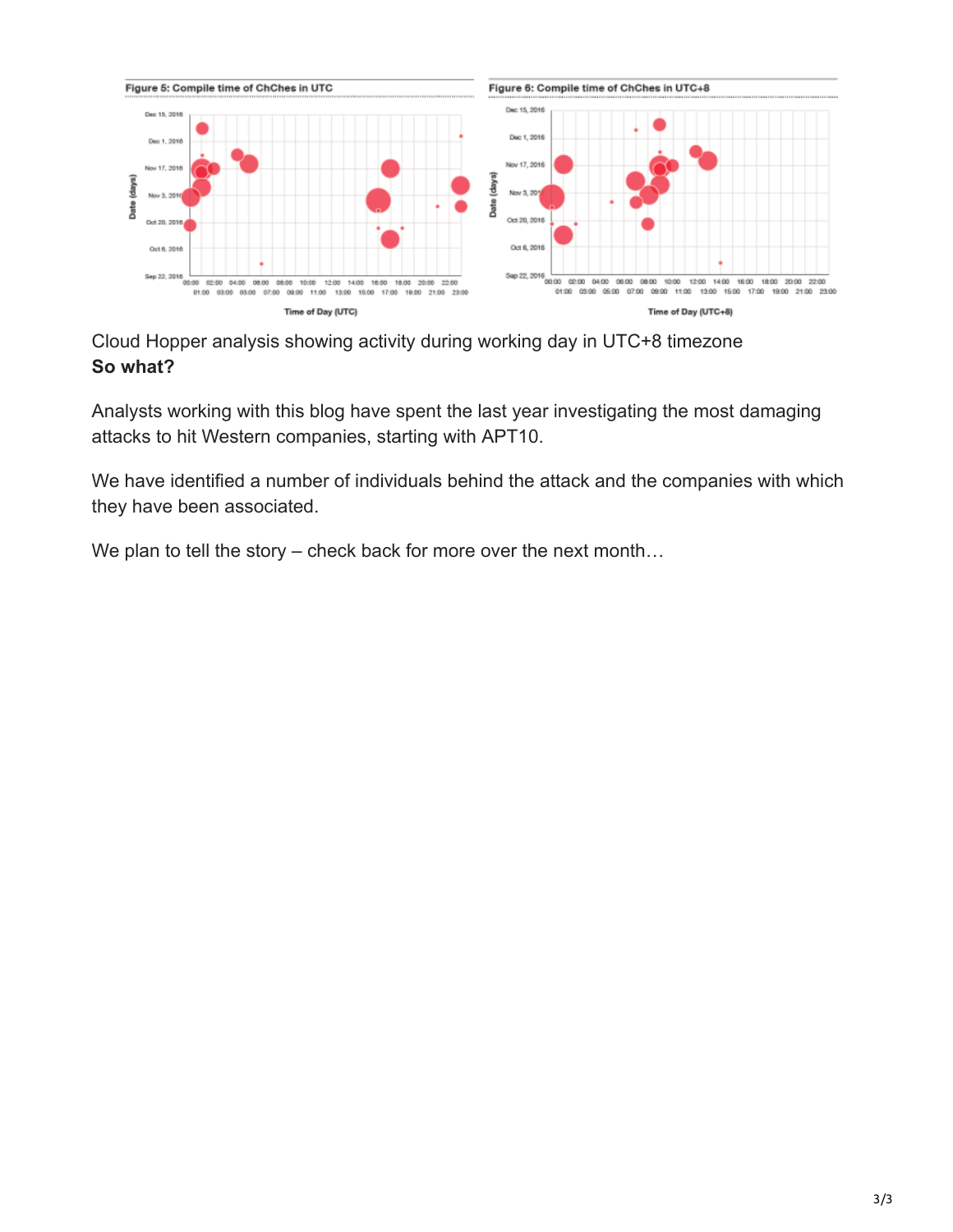Figure 5: Compile time of ChChes in UTC

Dec 15, 2016
Dec 1, 2016
Nov 17, 2016
Nov 3, 2016
Oct 20, 2016
Oct 6, 2016
Sep 22, 2016

Date (days)

00:00 02:00 04:00 06:00 08:00 10:00 12:00 14:00 16:00 18:00 20:00 22:00
01:00 03:00 05:00 07:00 09:00 11:00 13:00 15:00 17:00 19:00 21:00 23:00

Time of Day (UTC)

Figure 6: Compile time of ChChes in UTC+8

Dec 15, 2016
Dec 1, 2016
Nov 17, 2016
Nov 3, 2016
Oct 20, 2016
Oct 6, 2016
Sep 22, 2016

Date (days)

00:00 02:00 04:00 06:00 08:00 10:00 12:00 14:00 16:00 18:00 20:00 22:00
01:00 03:00 05:00 07:00 09:00 11:00 13:00 15:00 17:00 19:00 21:00 23:00

Time of Day (UTC+8)

Cloud Hopper analysis showing activity during working day in UTC+8 timezone

**So what?**

Analysts working with this blog have spent the last year investigating the most damaging attacks to hit Western companies, starting with APT10.

We have identified a number of individuals behind the attack and the companies with which they have been associated.

We plan to tell the story – check back for more over the next month…